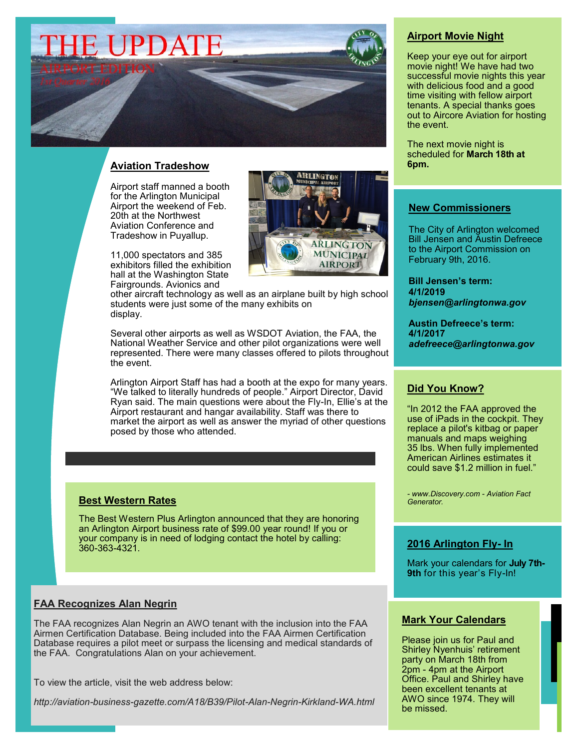# THE UPDATE

## AIRPORT EDITION

*1st Quarter 2016*

### Aviation Tradeshow

Airport staff manned a booth for the Arlington Municipal Airport the weekend of Feb. 20th at the Northwest Aviation Conference and Tradeshow in Puyallup.

11,000 spectators and 385 exhibitors filled the exhibition hall at the Washington State Fairgrounds. Avionics and other aircraft technology as well as an airplane built by high school students were just some of the many exhibits on display.

Several other airports as well as WSDOT Aviation, the FAA, the National Weather Service and other pilot organizations were well represented. There were many classes offered to pilots throughout the event.

Arlington Airport Staff has had a booth at the expo for many years. "We talked to literally hundreds of people." Airport Director, David Ryan said. The main questions were about the Fly-In, Ellie's at the Airport restaurant and hangar availability. Staff was there to market the airport as well as answer the myriad of other questions posed by those who attended.

### Best Western Rates

The Best Western Plus Arlington announced that they are honoring an Arlington Airport business rate of $99.00 year round! If you or your company is in need of lodging contact the hotel by calling: 360-363-4321.

### FAA Recognizes Alan Negrin

The FAA recognizes Alan Negrin an AWO tenant with the inclusion into the FAA Airmen Certification Database. Being included into the FAA Airmen Certification Database requires a pilot meet or surpass the licensing and medical standards of the FAA. Congratulations Alan on your achievement.

To view the article, visit the web address below:

*http://aviation-business-gazette.com/A18/B39/Pilot-Alan-Negrin-Kirkland-WA.html*

### Airport Movie Night

Keep your eye out for airport movie night! We have had two successful movie nights this year with delicious food and a good time visiting with fellow airport tenants. A special thanks goes out to Aircore Aviation for hosting the event.

The next movie night is scheduled for **March 18th at 6pm.**

### New Commissioners

The City of Arlington welcomed Bill Jensen and Austin Defreece to the Airport Commission on February 9th, 2016.

**Bill Jensen's term: 4/1/2019**
***bjensen@arlingtonwa.gov***

**Austin Defreece's term: 4/1/2017**
***adefreece@arlingtonwa.gov***

### Did You Know?

"In 2012 the FAA approved the use of iPads in the cockpit. They replace a pilot's kitbag or paper manuals and maps weighing 35 lbs. When fully implemented American Airlines estimates it could save $1.2 million in fuel."

*- www.Discovery.com - Aviation Fact Generator.*

### 2016 Arlington Fly- In

Mark your calendars for **July 7th-9th** for this year's Fly-In!

### Mark Your Calendars

Please join us for Paul and Shirley Nyenhuis' retirement party on March 18th from 2pm - 4pm at the Airport Office. Paul and Shirley have been excellent tenants at AWO since 1974. They will be missed.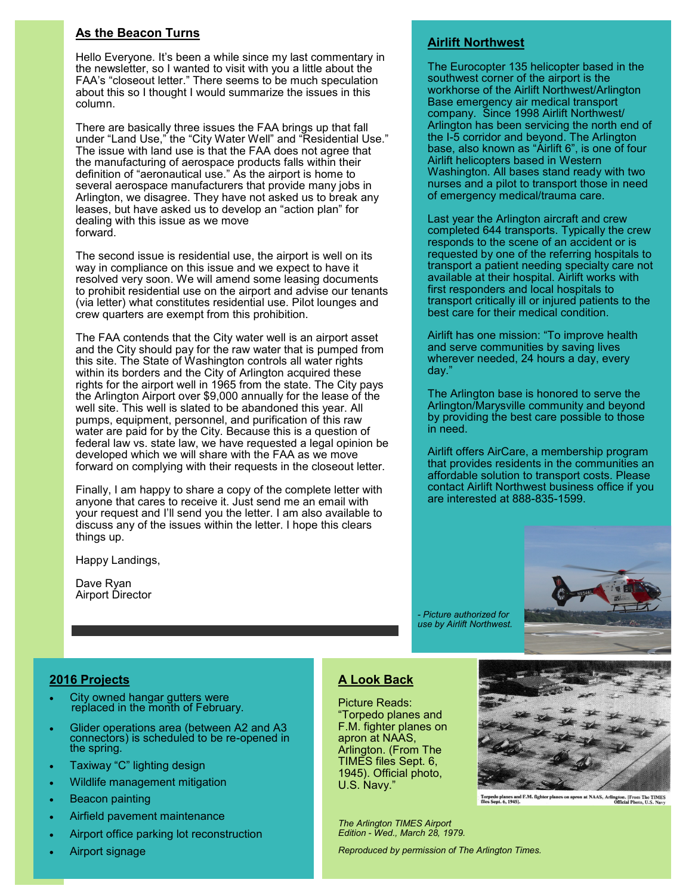## As the Beacon Turns

Hello Everyone. It's been a while since my last commentary in the newsletter, so I wanted to visit with you a little about the FAA's "closeout letter." There seems to be much speculation about this so I thought I would summarize the issues in this column.

There are basically three issues the FAA brings up that fall under "Land Use," the "City Water Well" and "Residential Use." The issue with land use is that the FAA does not agree that the manufacturing of aerospace products falls within their definition of "aeronautical use." As the airport is home to several aerospace manufacturers that provide many jobs in Arlington, we disagree. They have not asked us to break any leases, but have asked us to develop an "action plan" for dealing with this issue as we move forward.

The second issue is residential use, the airport is well on its way in compliance on this issue and we expect to have it resolved very soon. We will amend some leasing documents to prohibit residential use on the airport and advise our tenants (via letter) what constitutes residential use. Pilot lounges and crew quarters are exempt from this prohibition.

The FAA contends that the City water well is an airport asset and the City should pay for the raw water that is pumped from this site. The State of Washington controls all water rights within its borders and the City of Arlington acquired these rights for the airport well in 1965 from the state. The City pays the Arlington Airport over $9,000 annually for the lease of the well site. This well is slated to be abandoned this year. All pumps, equipment, personnel, and purification of this raw water are paid for by the City. Because this is a question of federal law vs. state law, we have requested a legal opinion be developed which we will share with the FAA as we move forward on complying with their requests in the closeout letter.

Finally, I am happy to share a copy of the complete letter with anyone that cares to receive it. Just send me an email with your request and I'll send you the letter. I am also available to discuss any of the issues within the letter. I hope this clears things up.

Happy Landings,

Dave Ryan
Airport Director

## Airlift Northwest

The Eurocopter 135 helicopter based in the southwest corner of the airport is the workhorse of the Airlift Northwest/Arlington Base emergency air medical transport company. Since 1998 Airlift Northwest/ Arlington has been servicing the north end of the I-5 corridor and beyond. The Arlington base, also known as "Airlift 6", is one of four Airlift helicopters based in Western Washington. All bases stand ready with two nurses and a pilot to transport those in need of emergency medical/trauma care.

Last year the Arlington aircraft and crew completed 644 transports. Typically the crew responds to the scene of an accident or is requested by one of the referring hospitals to transport a patient needing specialty care not available at their hospital. Airlift works with first responders and local hospitals to transport critically ill or injured patients to the best care for their medical condition.

Airlift has one mission: "To improve health and serve communities by saving lives wherever needed, 24 hours a day, every day."

The Arlington base is honored to serve the Arlington/Marysville community and beyond by providing the best care possible to those in need.

Airlift offers AirCare, a membership program that provides residents in the communities an affordable solution to transport costs. Please contact Airlift Northwest business office if you are interested at 888-835-1599.

*- Picture authorized for use by Airlift Northwest.*

## 2016 Projects

- City owned hangar gutters were replaced in the month of February.
- Glider operations area (between A2 and A3 connectors) is scheduled to be re-opened in the spring.
- Taxiway "C" lighting design
- Wildlife management mitigation
- Beacon painting
- Airfield pavement maintenance
- Airport office parking lot reconstruction
- Airport signage

## A Look Back

Picture Reads: "Torpedo planes and F.M. fighter planes on apron at NAAS, Arlington. (From The TIMES files Sept. 6, 1945). Official photo, U.S. Navy."

Torpedo planes and F.M. fighter planes on apron at NAAS, Arlington. [From The TIMES files Sept. 6, 1945]. Official Photo, U.S. Navy

*The Arlington TIMES Airport Edition - Wed., March 28, 1979.*

*Reproduced by permission of The Arlington Times.*